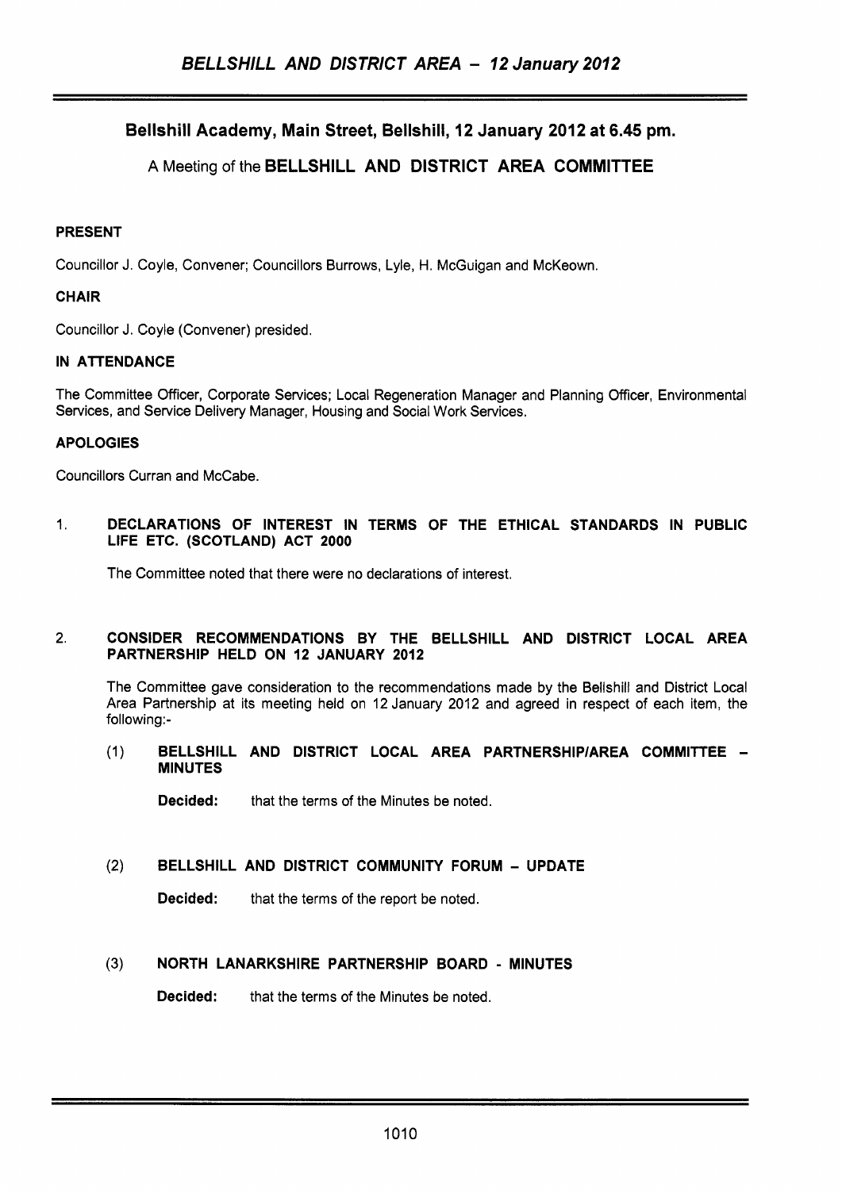## Bellshill Academy, Main Street, Bellshill, 12 January 2012 at 6.45 pm.

A Meeting of the **BELLSHILL AND DISTRICT AREA COMMITTEE**

### PRESENT

Councillor J. Coyle, Convener; Councillors Burrows, Lyle, H. McGuigan and McKeown.

### CHAIR

Councillor J. Coyle (Convener) presided.

### IN ATTENDANCE

The Committee Officer, Corporate Services; Local Regeneration Manager and Planning Officer, Environmental Services, and Service Delivery Manager, Housing and Social Work Services.

### APOLOGIES

Councillors Curran and McCabe.

1. **DECLARATIONS OF INTEREST IN TERMS OF THE ETHICAL STANDARDS IN PUBLIC LIFE ETC. (SCOTLAND) ACT 2000**

   The Committee noted that there were no declarations of interest.

2. **CONSIDER RECOMMENDATIONS BY THE BELLSHILL AND DISTRICT LOCAL AREA PARTNERSHIP HELD ON 12 JANUARY 2012**

   The Committee gave consideration to the recommendations made by the Bellshill and District Local Area Partnership at its meeting held on 12 January 2012 and agreed in respect of each item, the following:-

   (1) **BELLSHILL AND DISTRICT LOCAL AREA PARTNERSHIP/AREA COMMITTEE – MINUTES**

   **Decided:** that the terms of the Minutes be noted.

   (2) **BELLSHILL AND DISTRICT COMMUNITY FORUM – UPDATE**

   **Decided:** that the terms of the report be noted.

   (3) **NORTH LANARKSHIRE PARTNERSHIP BOARD - MINUTES**

   **Decided:** that the terms of the Minutes be noted.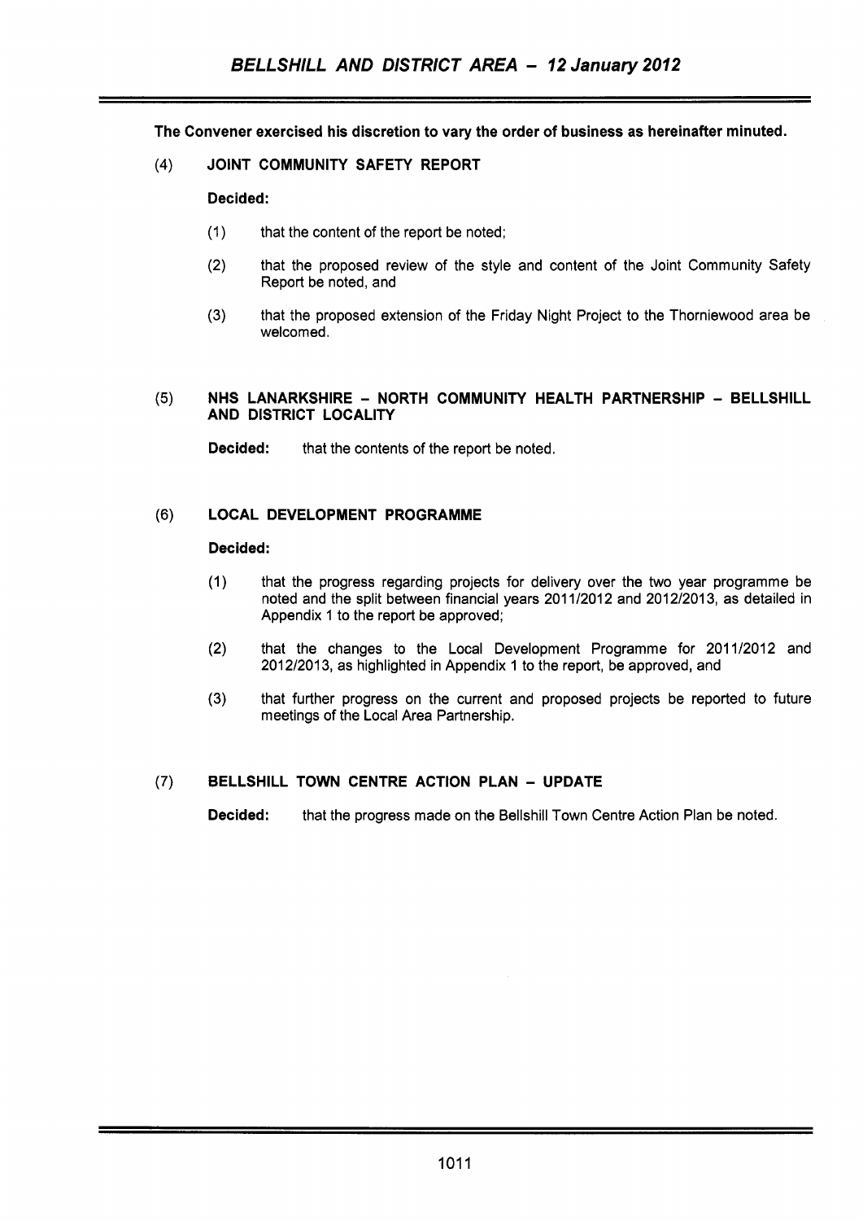**The Convener exercised his discretion to vary the order of business as hereinafter minuted.**

(4) **JOINT COMMUNITY SAFETY REPORT**

**Decided:**

(1) that the content of the report be noted;

(2) that the proposed review of the style and content of the Joint Community Safety Report be noted, and

(3) that the proposed extension of the Friday Night Project to the Thorniewood area be welcomed.

(5) **NHS LANARKSHIRE – NORTH COMMUNITY HEALTH PARTNERSHIP – BELLSHILL AND DISTRICT LOCALITY**

**Decided:** that the contents of the report be noted.

(6) **LOCAL DEVELOPMENT PROGRAMME**

**Decided:**

(1) that the progress regarding projects for delivery over the two year programme be noted and the split between financial years 2011/2012 and 2012/2013, as detailed in Appendix 1 to the report be approved;

(2) that the changes to the Local Development Programme for 2011/2012 and 2012/2013, as highlighted in Appendix 1 to the report, be approved, and

(3) that further progress on the current and proposed projects be reported to future meetings of the Local Area Partnership.

(7) **BELLSHILL TOWN CENTRE ACTION PLAN – UPDATE**

**Decided:** that the progress made on the Bellshill Town Centre Action Plan be noted.